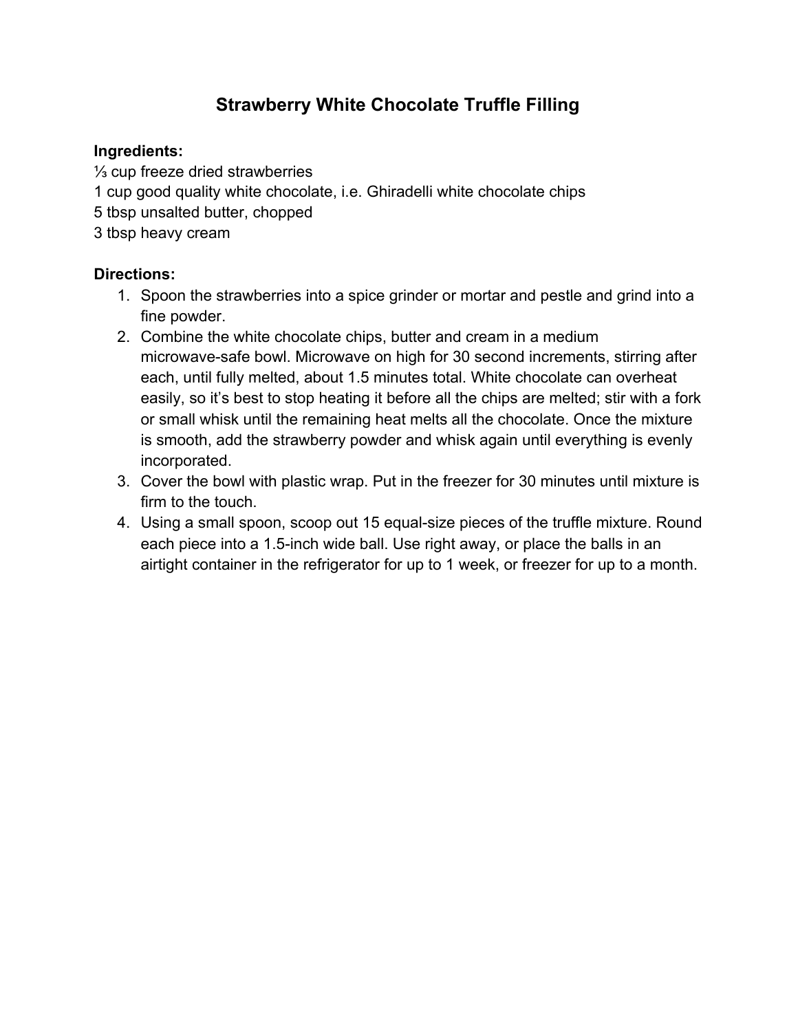# Strawberry White Chocolate Truffle Filling

**Ingredients:**

⅓ cup freeze dried strawberries
1 cup good quality white chocolate, i.e. Ghiradelli white chocolate chips
5 tbsp unsalted butter, chopped
3 tbsp heavy cream

**Directions:**

1. Spoon the strawberries into a spice grinder or mortar and pestle and grind into a fine powder.
2. Combine the white chocolate chips, butter and cream in a medium microwave-safe bowl. Microwave on high for 30 second increments, stirring after each, until fully melted, about 1.5 minutes total. White chocolate can overheat easily, so it's best to stop heating it before all the chips are melted; stir with a fork or small whisk until the remaining heat melts all the chocolate. Once the mixture is smooth, add the strawberry powder and whisk again until everything is evenly incorporated.
3. Cover the bowl with plastic wrap. Put in the freezer for 30 minutes until mixture is firm to the touch.
4. Using a small spoon, scoop out 15 equal-size pieces of the truffle mixture. Round each piece into a 1.5-inch wide ball. Use right away, or place the balls in an airtight container in the refrigerator for up to 1 week, or freezer for up to a month.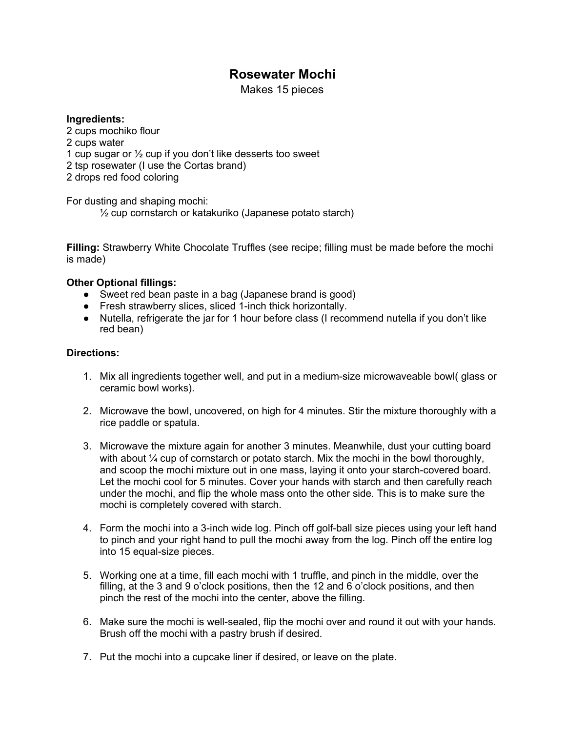# Rosewater Mochi

Makes 15 pieces

**Ingredients:**
2 cups mochiko flour
2 cups water
1 cup sugar or ½ cup if you don't like desserts too sweet
2 tsp rosewater (I use the Cortas brand)
2 drops red food coloring

For dusting and shaping mochi:

½ cup cornstarch or katakuriko (Japanese potato starch)

**Filling:** Strawberry White Chocolate Truffles (see recipe; filling must be made before the mochi is made)

**Other Optional fillings:**

- Sweet red bean paste in a bag (Japanese brand is good)
- Fresh strawberry slices, sliced 1-inch thick horizontally.
- Nutella, refrigerate the jar for 1 hour before class (I recommend nutella if you don't like red bean)

**Directions:**

1. Mix all ingredients together well, and put in a medium-size microwaveable bowl( glass or ceramic bowl works).

2. Microwave the bowl, uncovered, on high for 4 minutes. Stir the mixture thoroughly with a rice paddle or spatula.

3. Microwave the mixture again for another 3 minutes. Meanwhile, dust your cutting board with about ¼ cup of cornstarch or potato starch. Mix the mochi in the bowl thoroughly, and scoop the mochi mixture out in one mass, laying it onto your starch-covered board. Let the mochi cool for 5 minutes. Cover your hands with starch and then carefully reach under the mochi, and flip the whole mass onto the other side. This is to make sure the mochi is completely covered with starch.

4. Form the mochi into a 3-inch wide log. Pinch off golf-ball size pieces using your left hand to pinch and your right hand to pull the mochi away from the log. Pinch off the entire log into 15 equal-size pieces.

5. Working one at a time, fill each mochi with 1 truffle, and pinch in the middle, over the filling, at the 3 and 9 o'clock positions, then the 12 and 6 o'clock positions, and then pinch the rest of the mochi into the center, above the filling.

6. Make sure the mochi is well-sealed, flip the mochi over and round it out with your hands. Brush off the mochi with a pastry brush if desired.

7. Put the mochi into a cupcake liner if desired, or leave on the plate.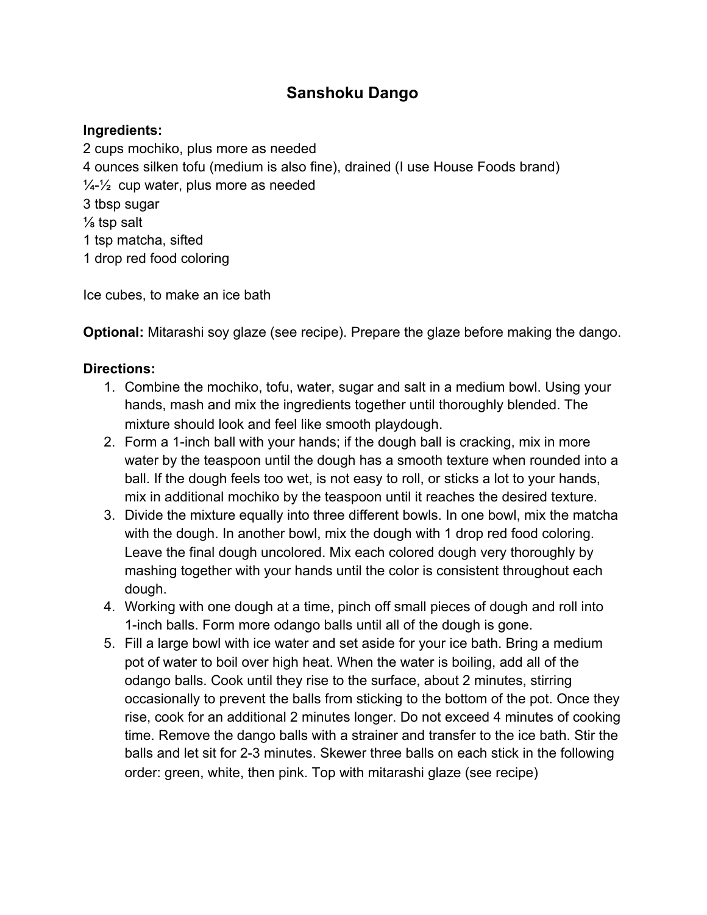# Sanshoku Dango

**Ingredients:**

2 cups mochiko, plus more as needed
4 ounces silken tofu (medium is also fine), drained (I use House Foods brand)
¼-½ cup water, plus more as needed
3 tbsp sugar
⅛ tsp salt
1 tsp matcha, sifted
1 drop red food coloring

Ice cubes, to make an ice bath

**Optional:** Mitarashi soy glaze (see recipe). Prepare the glaze before making the dango.

**Directions:**

1. Combine the mochiko, tofu, water, sugar and salt in a medium bowl. Using your hands, mash and mix the ingredients together until thoroughly blended. The mixture should look and feel like smooth playdough.
2. Form a 1-inch ball with your hands; if the dough ball is cracking, mix in more water by the teaspoon until the dough has a smooth texture when rounded into a ball. If the dough feels too wet, is not easy to roll, or sticks a lot to your hands, mix in additional mochiko by the teaspoon until it reaches the desired texture.
3. Divide the mixture equally into three different bowls. In one bowl, mix the matcha with the dough. In another bowl, mix the dough with 1 drop red food coloring. Leave the final dough uncolored. Mix each colored dough very thoroughly by mashing together with your hands until the color is consistent throughout each dough.
4. Working with one dough at a time, pinch off small pieces of dough and roll into 1-inch balls. Form more odango balls until all of the dough is gone.
5. Fill a large bowl with ice water and set aside for your ice bath. Bring a medium pot of water to boil over high heat. When the water is boiling, add all of the odango balls. Cook until they rise to the surface, about 2 minutes, stirring occasionally to prevent the balls from sticking to the bottom of the pot. Once they rise, cook for an additional 2 minutes longer. Do not exceed 4 minutes of cooking time. Remove the dango balls with a strainer and transfer to the ice bath. Stir the balls and let sit for 2-3 minutes. Skewer three balls on each stick in the following order: green, white, then pink. Top with mitarashi glaze (see recipe)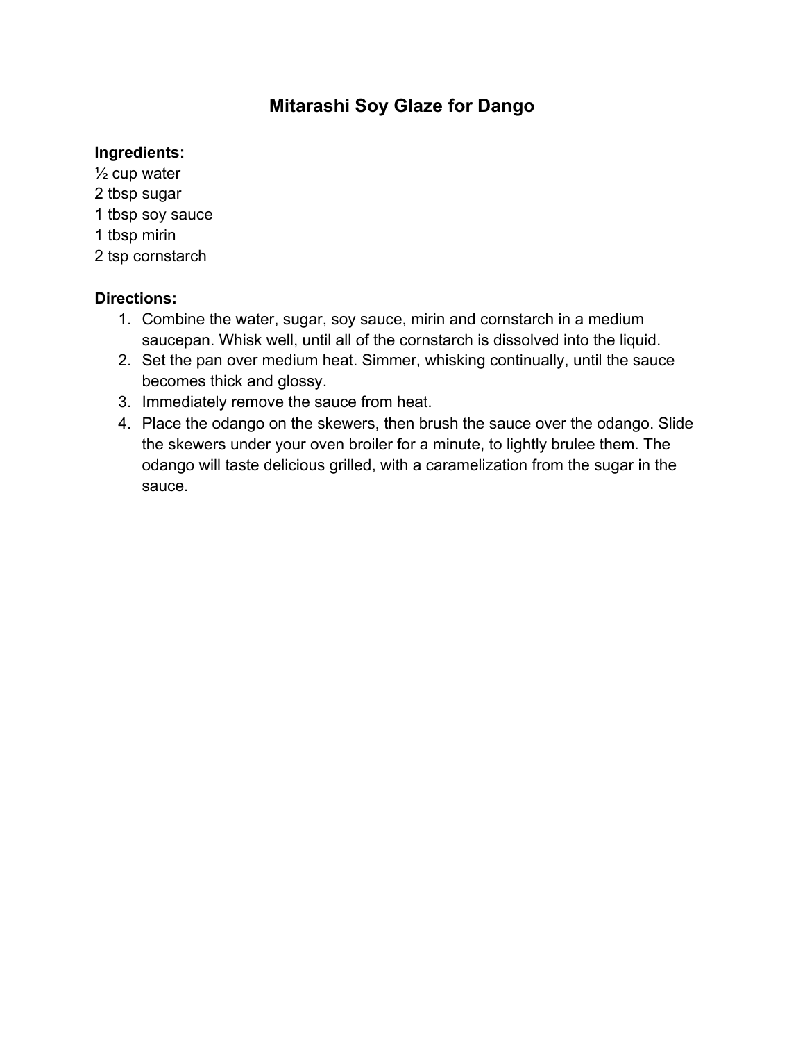# Mitarashi Soy Glaze for Dango

**Ingredients:**

½ cup water
2 tbsp sugar
1 tbsp soy sauce
1 tbsp mirin
2 tsp cornstarch

**Directions:**

1. Combine the water, sugar, soy sauce, mirin and cornstarch in a medium saucepan. Whisk well, until all of the cornstarch is dissolved into the liquid.
2. Set the pan over medium heat. Simmer, whisking continually, until the sauce becomes thick and glossy.
3. Immediately remove the sauce from heat.
4. Place the odango on the skewers, then brush the sauce over the odango. Slide the skewers under your oven broiler for a minute, to lightly brulee them. The odango will taste delicious grilled, with a caramelization from the sugar in the sauce.